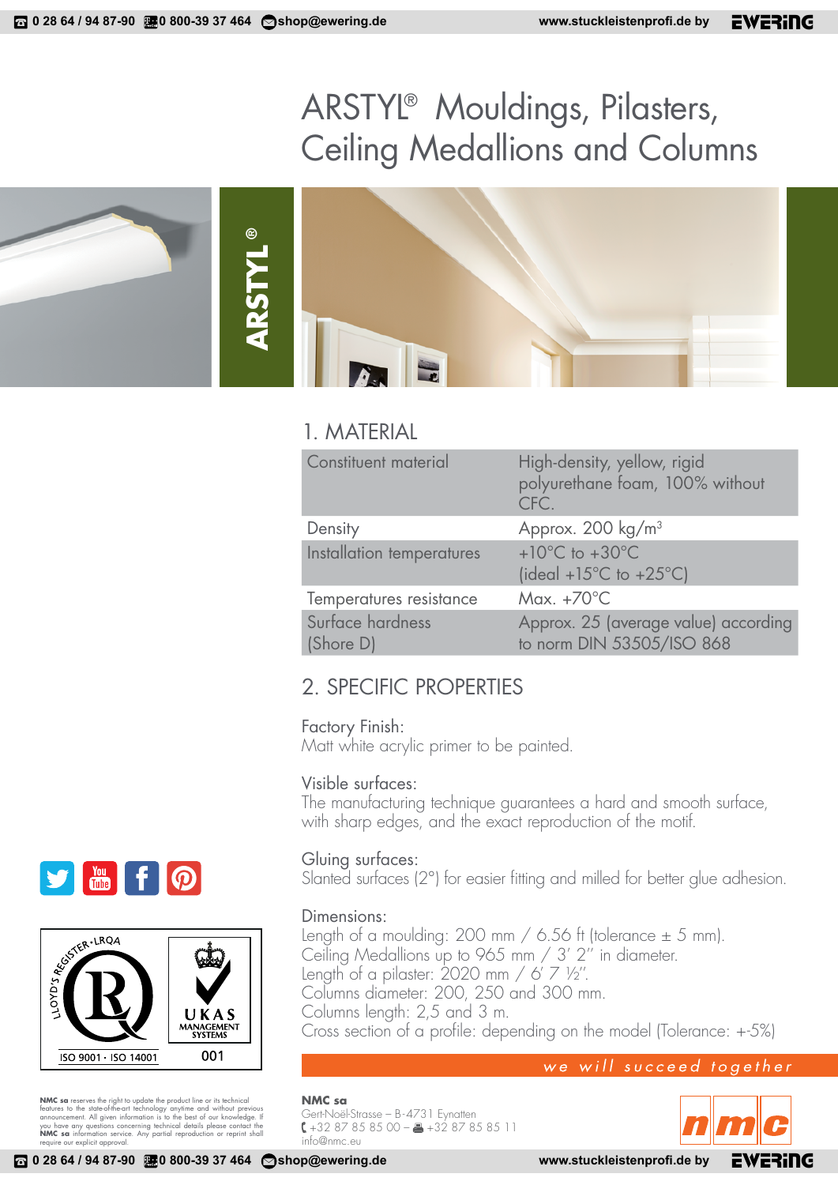# ARSTYL® Mouldings, Pilasters, Ceiling Medallions and Columns

## 1. MATERIAL

| | |
|---|---|
| Constituent material | High-density, yellow, rigid polyurethane foam, 100% without CFC. |
| Density | Approx. 200 kg/m³ |
| Installation temperatures | +10°C to +30°C (ideal +15°C to +25°C) |
| Temperatures resistance | Max. +70°C |
| Surface hardness (Shore D) | Approx. 25 (average value) according to norm DIN 53505/ISO 868 |

## 2. SPECIFIC PROPERTIES

Factory Finish:
Matt white acrylic primer to be painted.

Visible surfaces:
The manufacturing technique guarantees a hard and smooth surface, with sharp edges, and the exact reproduction of the motif.

Gluing surfaces:
Slanted surfaces (2°) for easier fitting and milled for better glue adhesion.

Dimensions:
Length of a moulding: 200 mm / 6.56 ft (tolerance ± 5 mm).
Ceiling Medallions up to 965 mm / 3′ 2″ in diameter.
Length of a pilaster: 2020 mm / 6′ 7 ½″.
Columns diameter: 200, 250 and 300 mm.
Columns length: 2,5 and 3 m.
Cross section of a profile: depending on the model (Tolerance: +-5%)

*we will succeed together*

ISO 9001 · ISO 14001

UKAS MANAGEMENT SYSTEMS 001

**NMC sa** reserves the right to update the product line or its technical features to the state-of-the-art technology anytime and without previous announcement. All given information is to the best of our knowledge. If you have any questions concerning technical details please contact the **NMC sa** information service. Any partial reproduction or reprint shall require our explicit approval.

**NMC sa**
Gert-Noël-Strasse – B-4731 Eynatten
+32 87 85 85 00 – +32 87 85 85 11
info@nmc.eu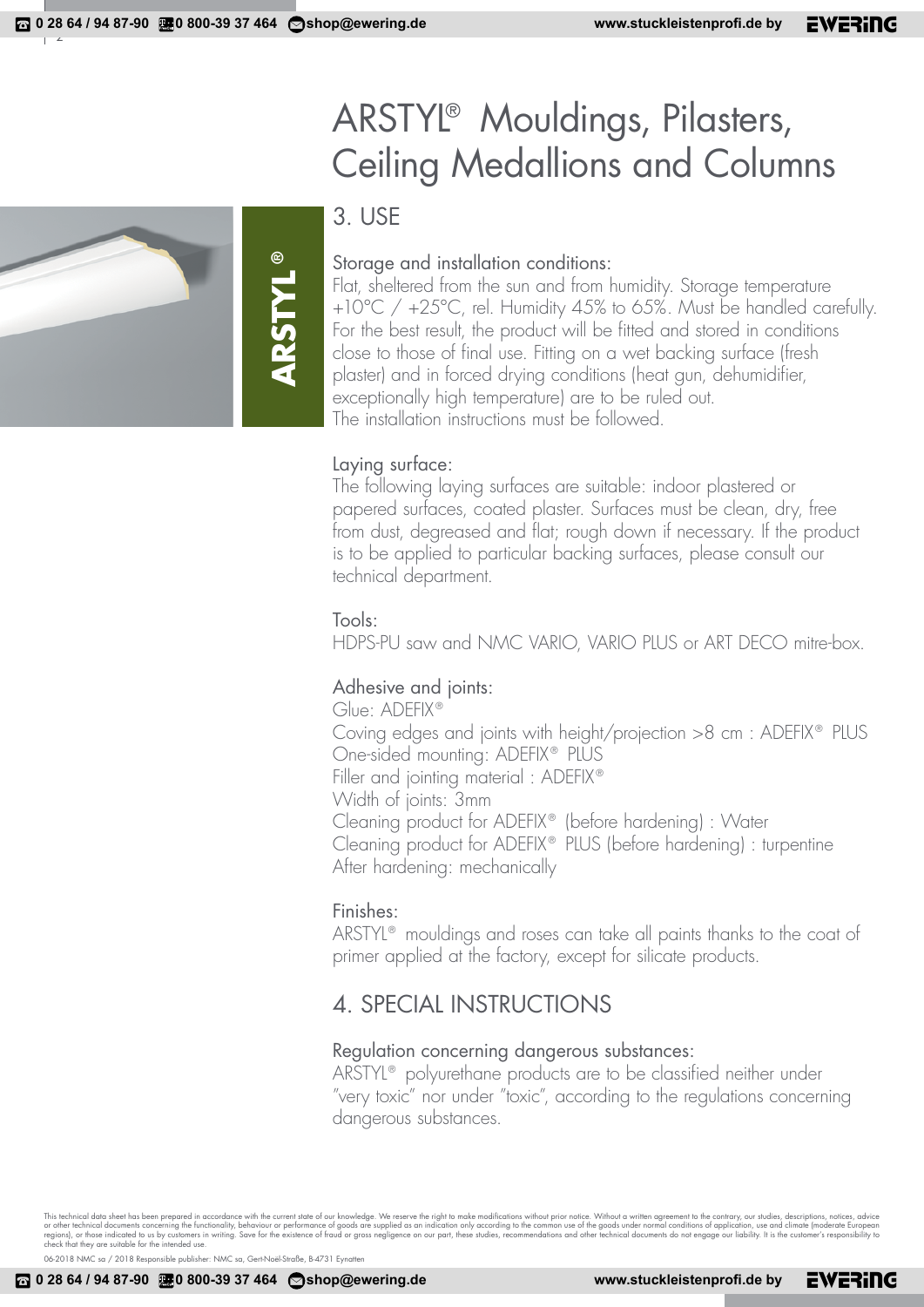# ARSTYL® Mouldings, Pilasters, Ceiling Medallions and Columns

ARSTYL®

## 3. USE

### Storage and installation conditions:

Flat, sheltered from the sun and from humidity. Storage temperature +10°C / +25°C, rel. Humidity 45% to 65%. Must be handled carefully. For the best result, the product will be fitted and stored in conditions close to those of final use. Fitting on a wet backing surface (fresh plaster) and in forced drying conditions (heat gun, dehumidifier, exceptionally high temperature) are to be ruled out.
The installation instructions must be followed.

### Laying surface:

The following laying surfaces are suitable: indoor plastered or papered surfaces, coated plaster. Surfaces must be clean, dry, free from dust, degreased and flat; rough down if necessary. If the product is to be applied to particular backing surfaces, please consult our technical department.

### Tools:

HDPS-PU saw and NMC VARIO, VARIO PLUS or ART DECO mitre-box.

### Adhesive and joints:

Glue: ADEFIX®
Coving edges and joints with height/projection >8 cm : ADEFIX® PLUS
One-sided mounting: ADEFIX® PLUS
Filler and jointing material : ADEFIX®
Width of joints: 3mm
Cleaning product for ADEFIX® (before hardening) : Water
Cleaning product for ADEFIX® PLUS (before hardening) : turpentine
After hardening: mechanically

### Finishes:

ARSTYL® mouldings and roses can take all paints thanks to the coat of primer applied at the factory, except for silicate products.

## 4. SPECIAL INSTRUCTIONS

### Regulation concerning dangerous substances:

ARSTYL® polyurethane products are to be classified neither under "very toxic" nor under "toxic", according to the regulations concerning dangerous substances.

This technical data sheet has been prepared in accordance with the current state of our knowledge. We reserve the right to make modifications without prior notice. Without a written agreement to the contrary, our studies, descriptions, notices, advice or other technical documents concerning the functionality, behaviour or performance of goods are supplied as an indication only according to the common use of the goods under normal conditions of application, use and climate (moderate European regions), or those indicated to us by customers in writing. Save for the existence of fraud or gross negligence on our part, these studies, recommendations and other technical documents do not engage our liability. It is the customer's responsibility to check that they are suitable for the intended use.

06-2018 NMC sa / 2018 Responsible publisher: NMC sa, Gert-Noël-Straße, B-4731 Eynatten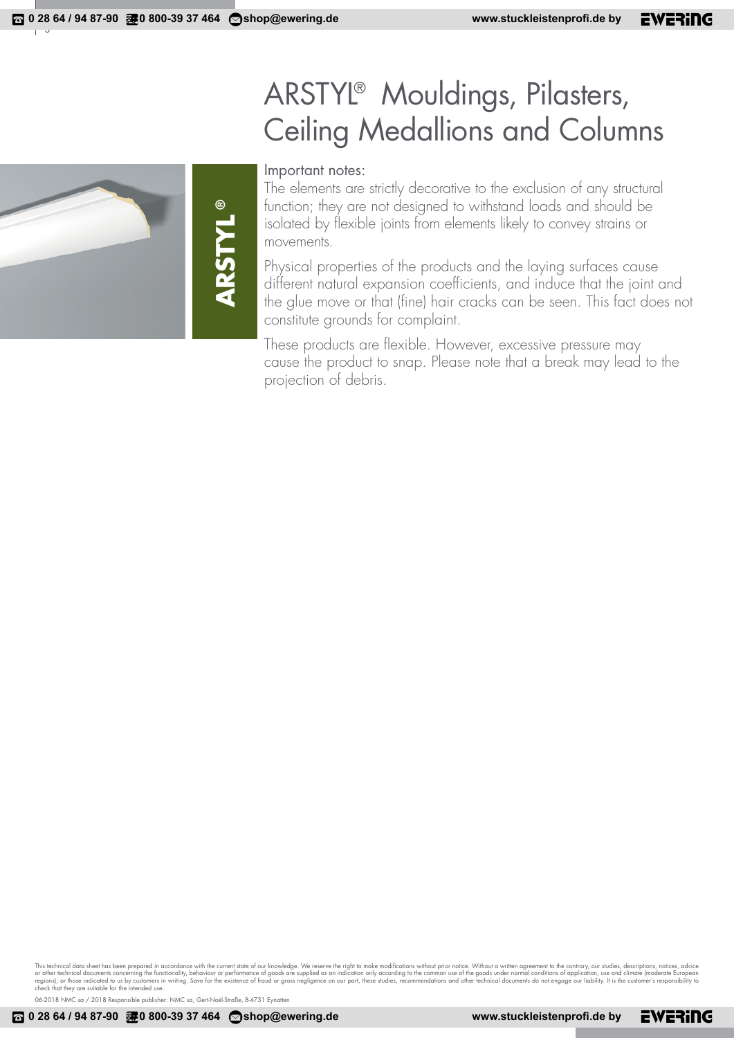# ARSTYL® Mouldings, Pilasters, Ceiling Medallions and Columns

ARSTYL®

Important notes:

The elements are strictly decorative to the exclusion of any structural function; they are not designed to withstand loads and should be isolated by flexible joints from elements likely to convey strains or movements.

Physical properties of the products and the laying surfaces cause different natural expansion coefficients, and induce that the joint and the glue move or that (fine) hair cracks can be seen. This fact does not constitute grounds for complaint.

These products are flexible. However, excessive pressure may cause the product to snap. Please note that a break may lead to the projection of debris.

This technical data sheet has been prepared in accordance with the current state of our knowledge. We reserve the right to make modifications without prior notice. Without a written agreement to the contrary, our studies, descriptions, notices, advice or other technical documents concerning the functionality, behaviour or performance of goods are supplied as an indication only according to the common use of the goods under normal conditions of application, use and climate (moderate European regions), or those indicated to us by customers in writing. Save for the existence of fraud or gross negligence on our part, these studies, recommendations and other technical documents do not engage our liability. It is the customer's responsibility to check that they are suitable for the intended use.

06-2018 NMC sa / 2018 Responsible publisher: NMC sa, Gert-Noël-Straße, B-4731 Eynatten